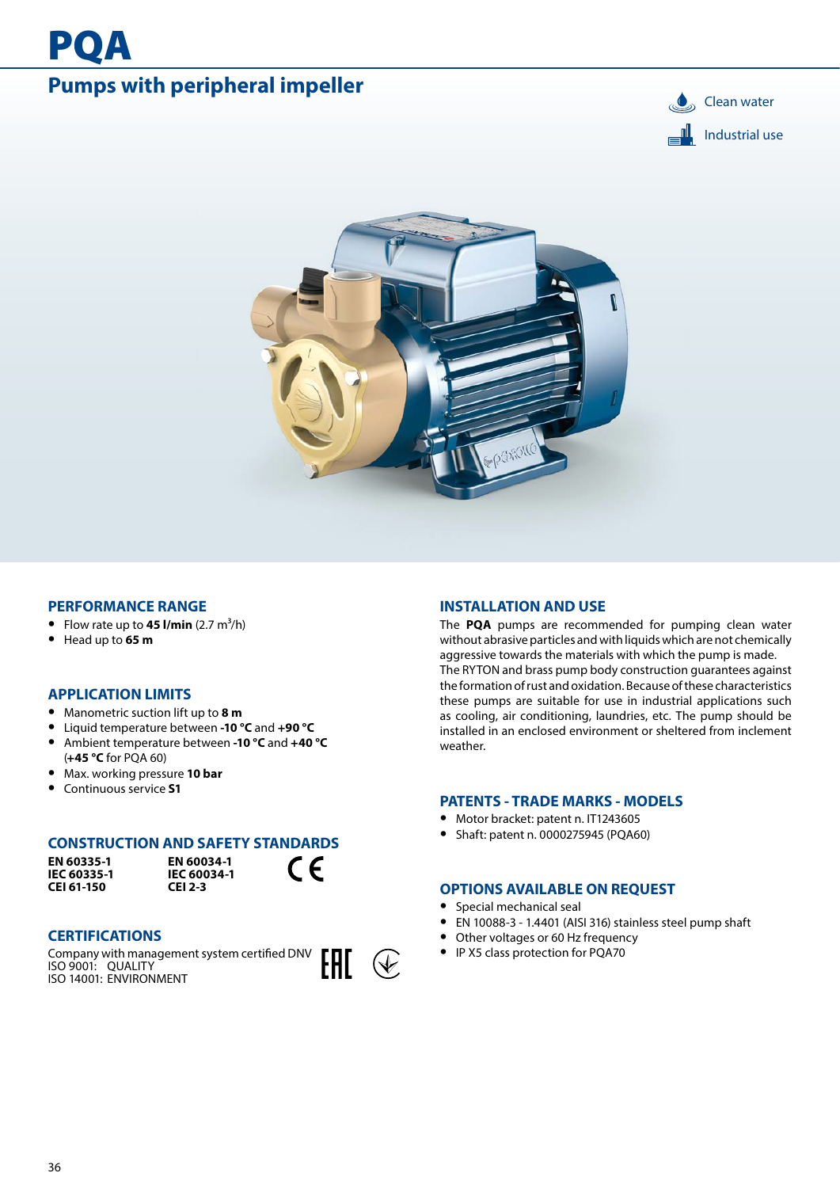# PQA

## Pumps with peripheral impeller

Clean water

Industrial use

## PERFORMANCE RANGE

- Flow rate up to **45 l/min** (2.7 $m^3$/h)
- Head up to **65 m**

## APPLICATION LIMITS

- Manometric suction lift up to **8 m**
- Liquid temperature between **-10 °C** and **+90 °C**
- Ambient temperature between **-10 °C** and **+40 °C** (**+45 °C** for PQA 60)
- Max. working pressure **10 bar**
- Continuous service **S1**

## CONSTRUCTION AND SAFETY STANDARDS

| | |
|---|---|
| **EN 60335-1** | **EN 60034-1** |
| **IEC 60335-1** | **IEC 60034-1** |
| **CEI 61-150** | **CEI 2-3** |

## CERTIFICATIONS

Company with management system certified DNV
ISO 9001: QUALITY
ISO 14001: ENVIRONMENT

## INSTALLATION AND USE

The **PQA** pumps are recommended for pumping clean water without abrasive particles and with liquids which are not chemically aggressive towards the materials with which the pump is made.
The RYTON and brass pump body construction guarantees against the formation of rust and oxidation. Because of these characteristics these pumps are suitable for use in industrial applications such as cooling, air conditioning, laundries, etc. The pump should be installed in an enclosed environment or sheltered from inclement weather.

## PATENTS - TRADE MARKS - MODELS

- Motor bracket: patent n. IT1243605
- Shaft: patent n. 0000275945 (PQA60)

## OPTIONS AVAILABLE ON REQUEST

- Special mechanical seal
- EN 10088-3 - 1.4401 (AISI 316) stainless steel pump shaft
- Other voltages or 60 Hz frequency
- IP X5 class protection for PQA70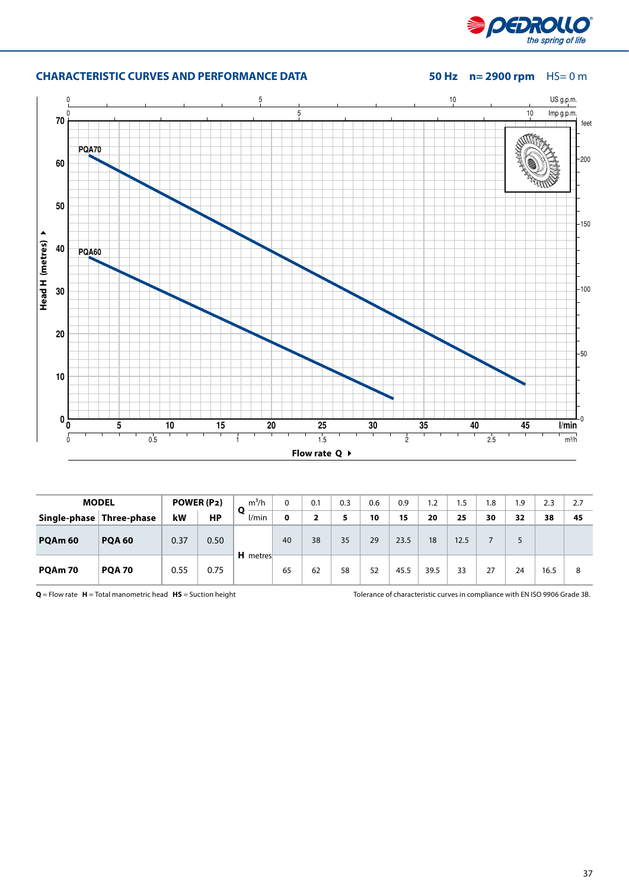## CHARACTERISTIC CURVES AND PERFORMANCE DATA

**50 Hz** **n= 2900 rpm** HS= 0 m

| MODEL | | POWER ($P_2$) | | Q | m³/h | 0 | 0.1 | 0.3 | 0.6 | 0.9 | 1.2 | 1.5 | 1.8 | 1.9 | 2.3 | 2.7 |
|---|---|---|---|---|---|---|---|---|---|---|---|---|---|---|---|---|
| **Single-phase** | **Three-phase** | **kW** | **HP** | | l/min | **0** | **2** | **5** | **10** | **15** | **20** | **25** | **30** | **32** | **38** | **45** |
| **PQAm 60** | **PQA 60** | 0.37 | 0.50 | **H** metres | | 40 | 38 | 35 | 29 | 23.5 | 18 | 12.5 | 7 | 5 | | |
| **PQAm 70** | **PQA 70** | 0.55 | 0.75 | | | 65 | 62 | 58 | 52 | 45.5 | 39.5 | 33 | 27 | 24 | 16.5 | 8 |

**Q** = Flow rate **H** = Total manometric head **HS** = Suction height

Tolerance of characteristic curves in compliance with EN ISO 9906 Grade 3B.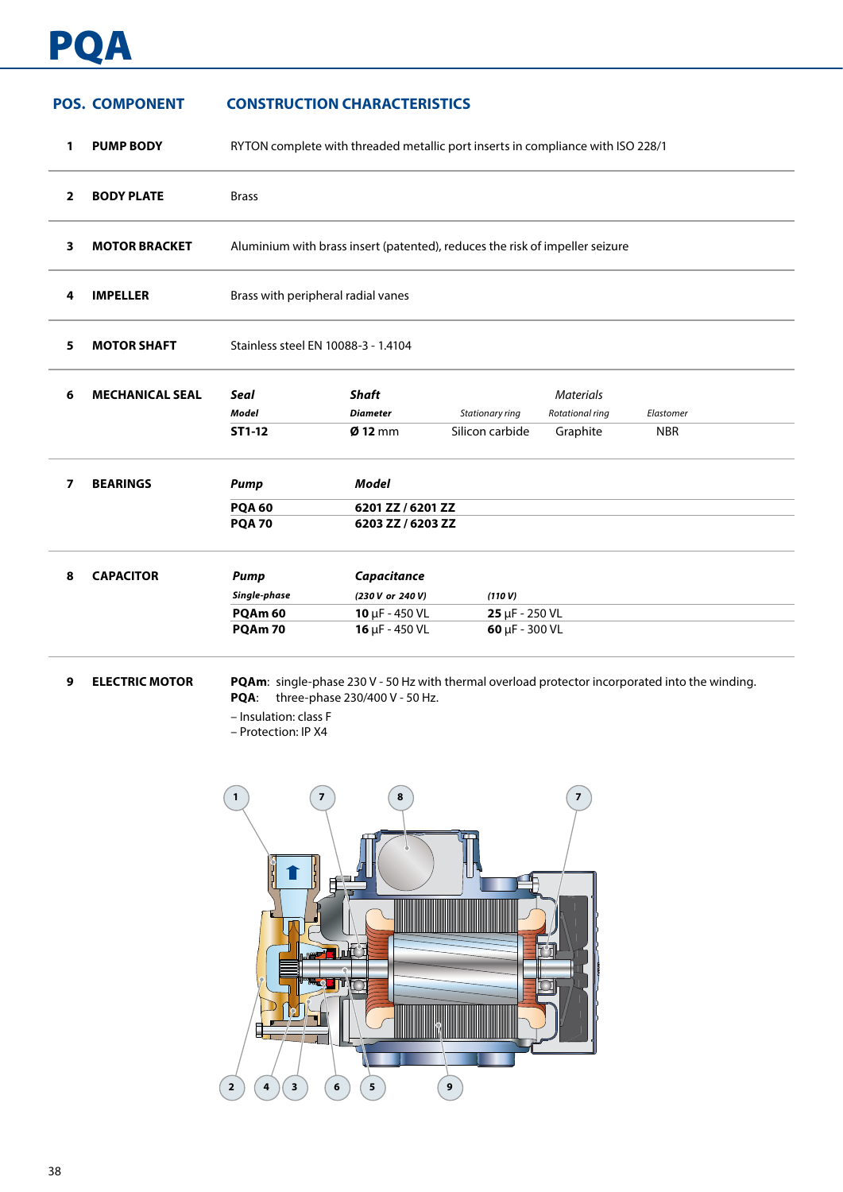# PQA

| POS. | COMPONENT | CONSTRUCTION CHARACTERISTICS |
|---|---|---|
| 1 | **PUMP BODY** | RYTON complete with threaded metallic port inserts in compliance with ISO 228/1 |
| 2 | **BODY PLATE** | Brass |
| 3 | **MOTOR BRACKET** | Aluminium with brass insert (patented), reduces the risk of impeller seizure |
| 4 | **IMPELLER** | Brass with peripheral radial vanes |
| 5 | **MOTOR SHAFT** | Stainless steel EN 10088-3 - 1.4104 |

**6 MECHANICAL SEAL**

| *Seal* | *Shaft* | *Materials* | | |
|---|---|---|---|---|
| *Model* | *Diameter* | *Stationary ring* | *Rotational ring* | *Elastomer* |
| **ST1-12** | **Ø 12** mm | Silicon carbide | Graphite | NBR |

**7 BEARINGS**

| *Pump* | *Model* |
|---|---|
| **PQA 60** | **6201 ZZ / 6201 ZZ** |
| **PQA 70** | **6203 ZZ / 6203 ZZ** |

**8 CAPACITOR**

| *Pump* | *Capacitance* | |
|---|---|---|
| *Single-phase* | *(230 V or 240 V)* | *(110 V)* |
| **PQAm 60** | **10** μF - 450 VL | **25** μF - 250 VL |
| **PQAm 70** | **16** μF - 450 VL | **60** μF - 300 VL |

**9 ELECTRIC MOTOR**

**PQAm**: single-phase 230 V - 50 Hz with thermal overload protector incorporated into the winding.
**PQA**: three-phase 230/400 V - 50 Hz.

– Insulation: class F
– Protection: IP X4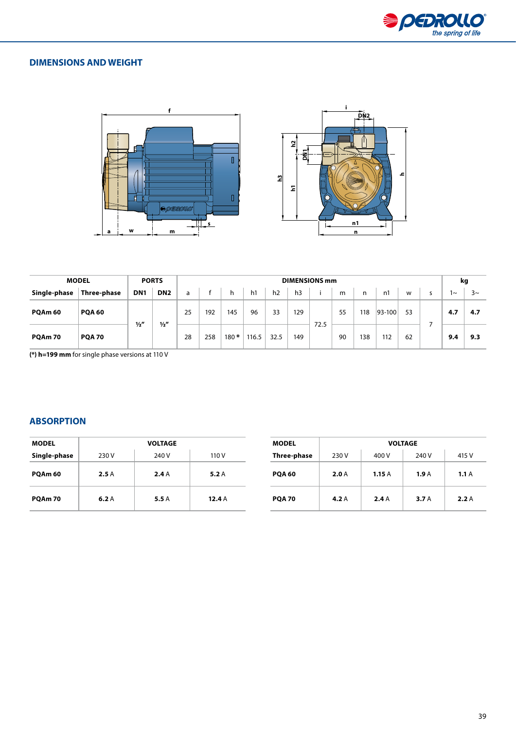## DIMENSIONS AND WEIGHT

| MODEL | | PORTS | | DIMENSIONS mm | | | | | | | | | | | | kg | |
|---|---|---|---|---|---|---|---|---|---|---|---|---|---|---|---|---|---|
| Single-phase | Three-phase | DN1 | DN2 | a | f | h | h1 | h2 | h3 | i | m | n | n1 | w | s | 1~ | 3~ |
| **PQAm 60** | **PQA 60** | ½" | ½" | 25 | 192 | 145 | 96 | 33 | 129 | 72.5 | 55 | 118 | 93-100 | 53 | 7 | **4.7** | **4.7** |
| **PQAm 70** | **PQA 70** | ½" | ½" | 28 | 258 | 180 * | 116.5 | 32.5 | 149 | 72.5 | 90 | 138 | 112 | 62 | 7 | **9.4** | **9.3** |

**(*) h=199 mm** for single phase versions at 110 V

## ABSORPTION

| MODEL | VOLTAGE | | |
|---|---|---|---|
| Single-phase | 230 V | 240 V | 110 V |
| **PQAm 60** | **2.5** A | **2.4** A | **5.2** A |
| **PQAm 70** | **6.2** A | **5.5** A | **12.4** A |

| MODEL | VOLTAGE | | | |
|---|---|---|---|---|
| Three-phase | 230 V | 400 V | 240 V | 415 V |
| **PQA 60** | **2.0** A | **1.15** A | **1.9** A | **1.1** A |
| **PQA 70** | **4.2** A | **2.4** A | **3.7** A | **2.2** A |